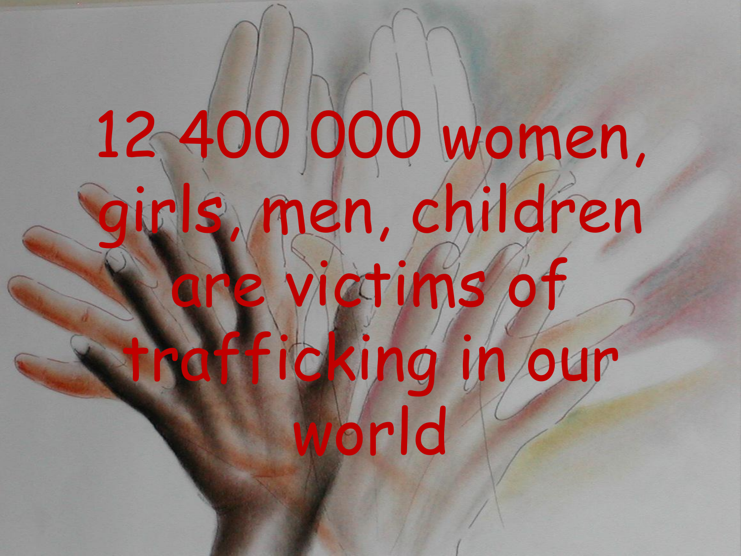12 400 000 women, girls, men, children are victims of trafficking in our world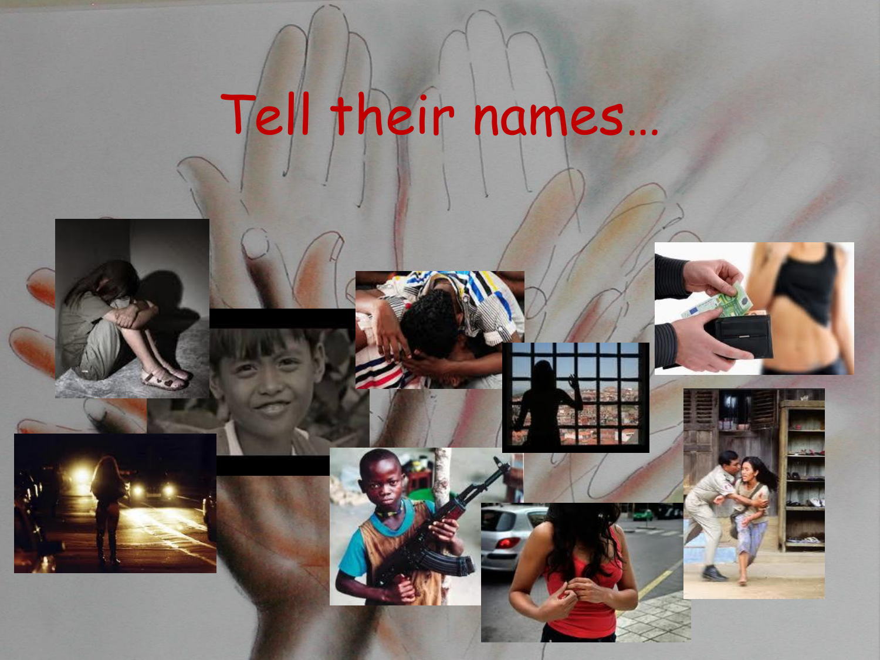# Tell their names…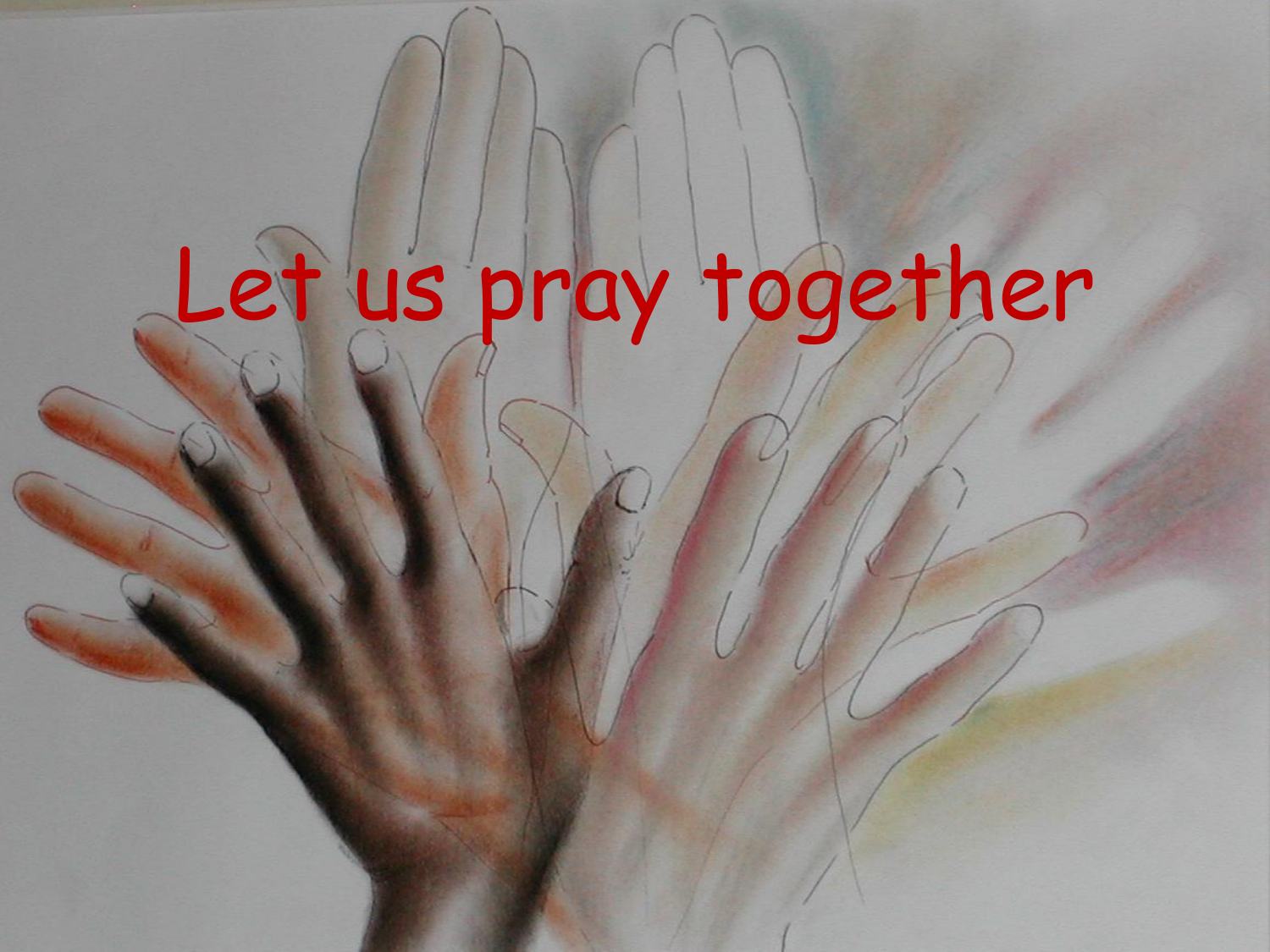# Let us pray together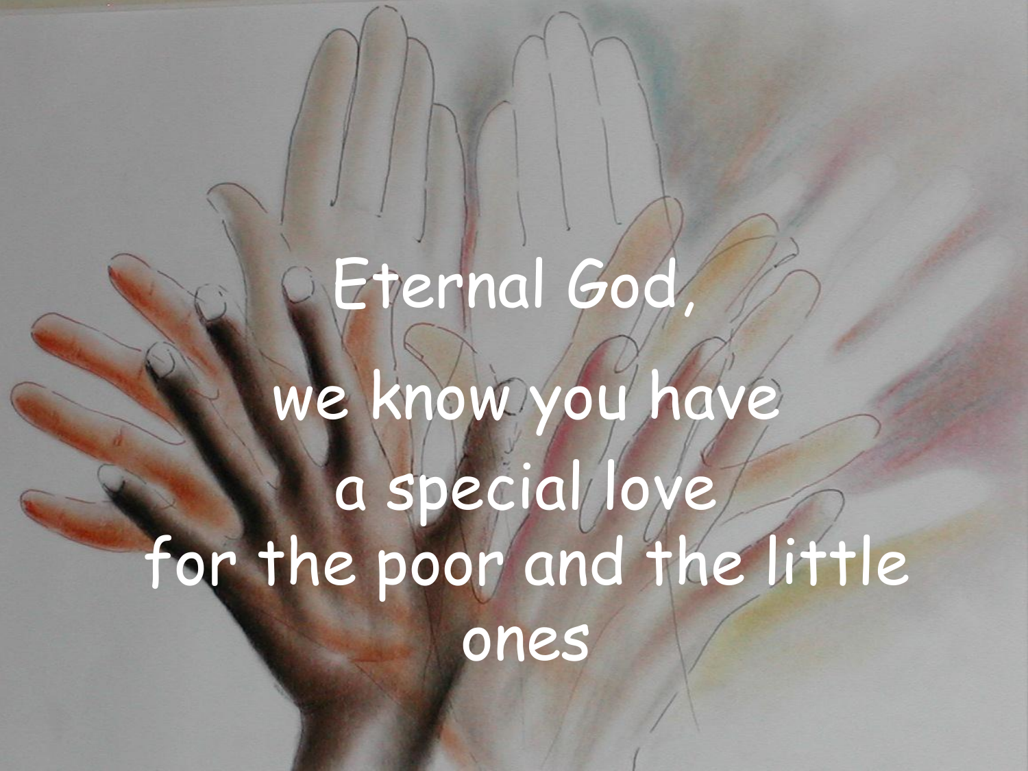Eternal God,

we know you have

a special love

for the poor and the little ones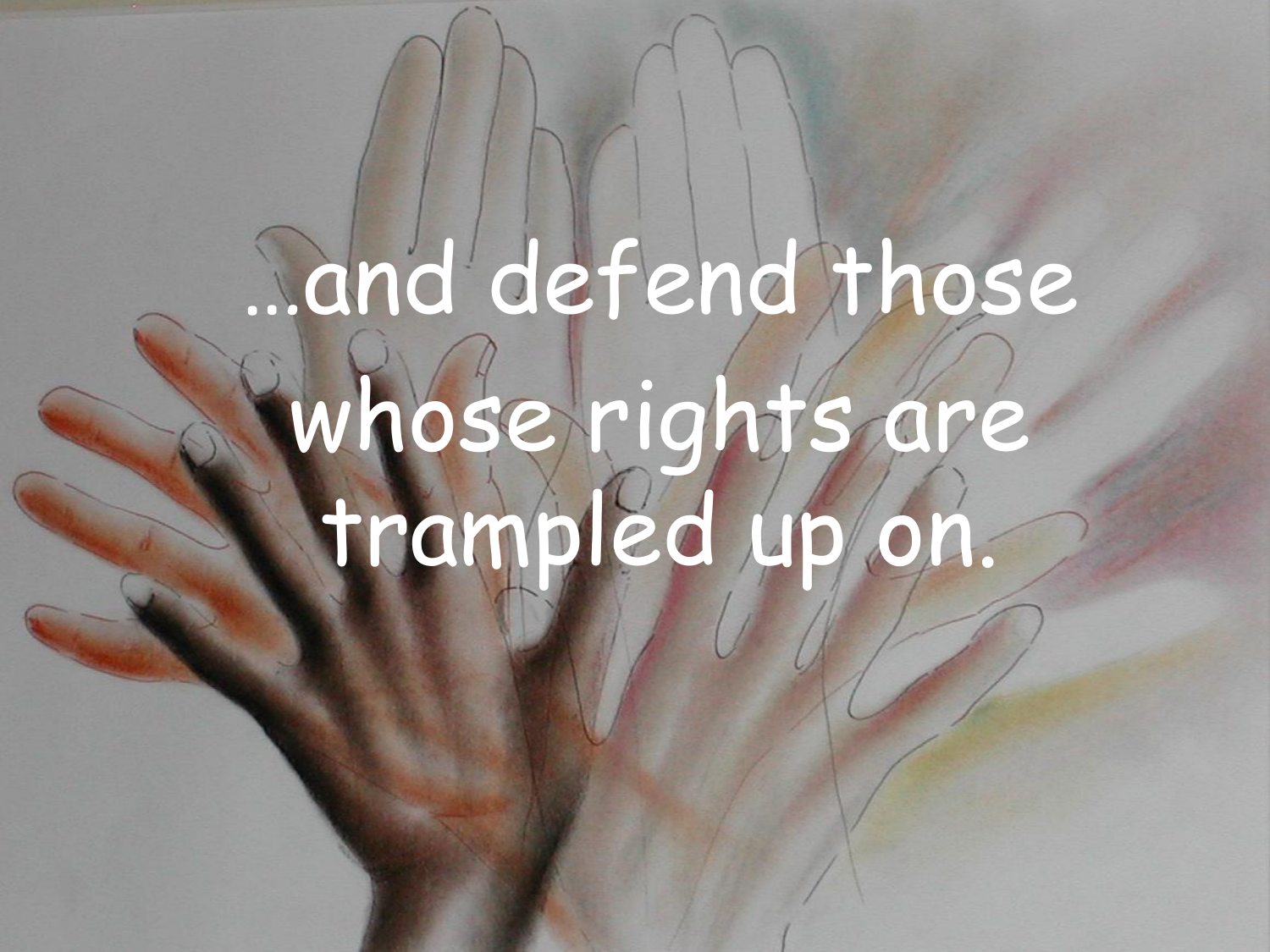…and defend those whose rights are trampled up on.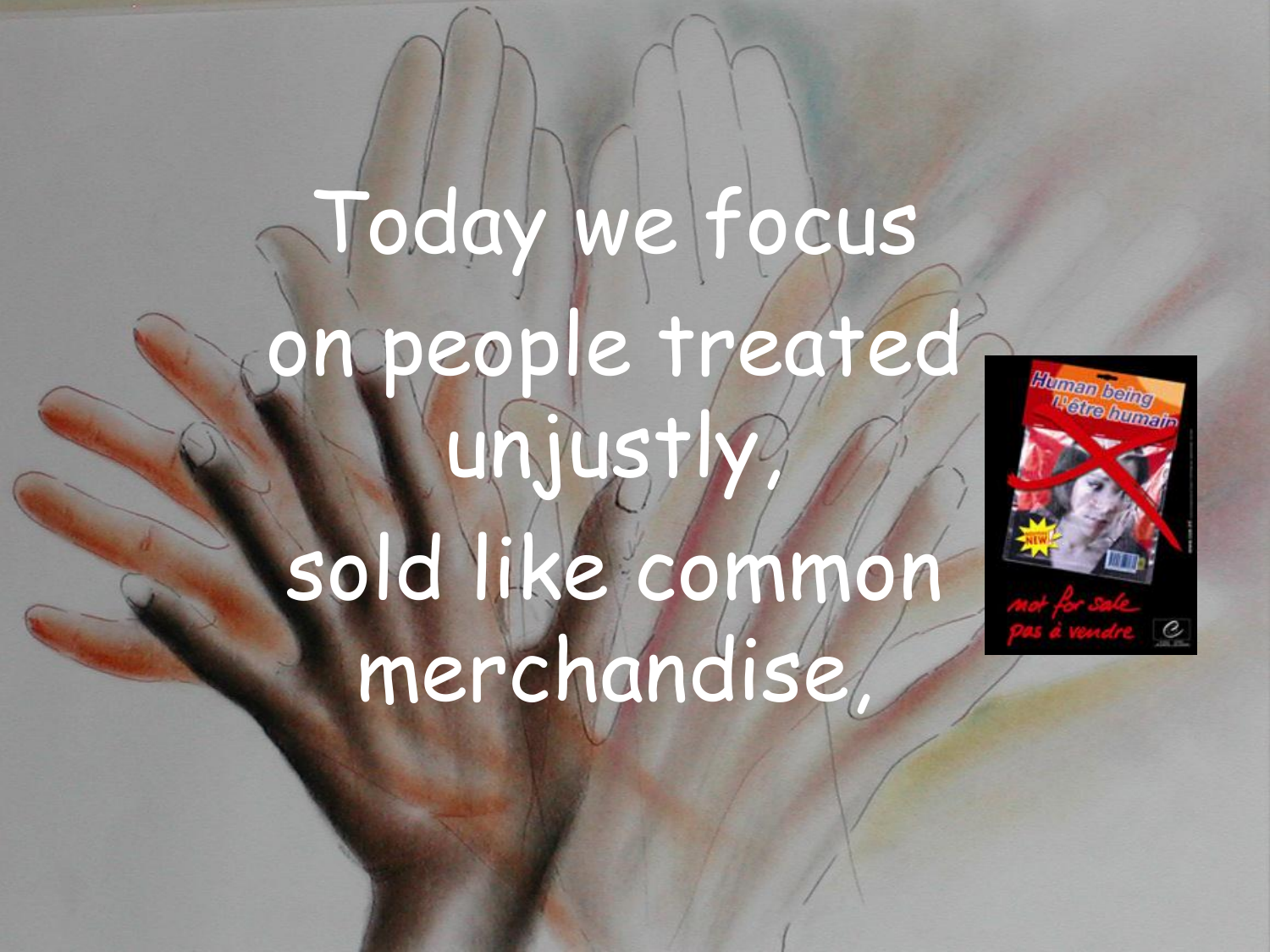Today we focus on people treated unjustly, sold like common merchandise,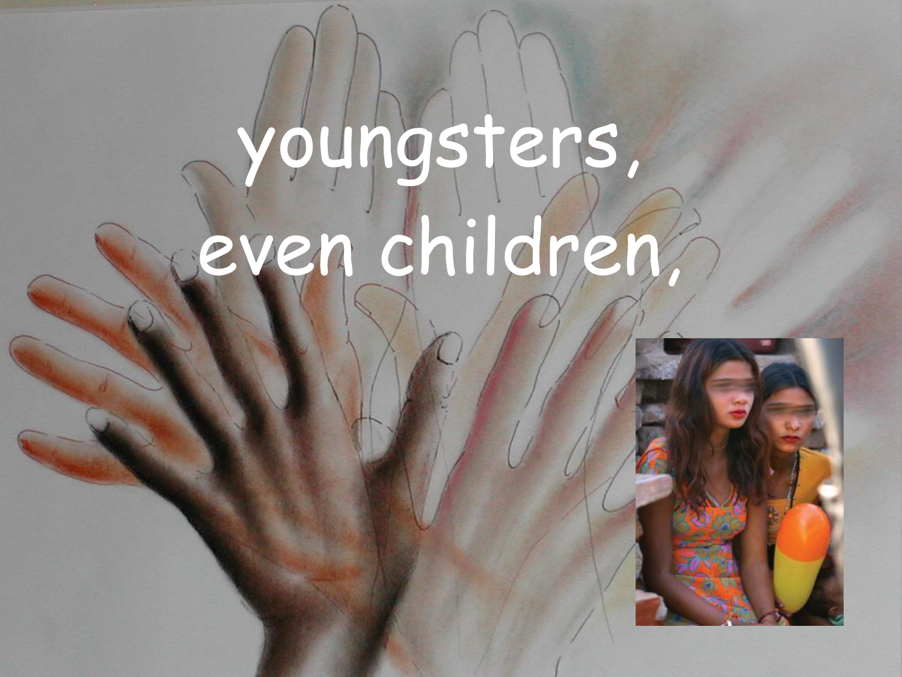youngsters,
even children,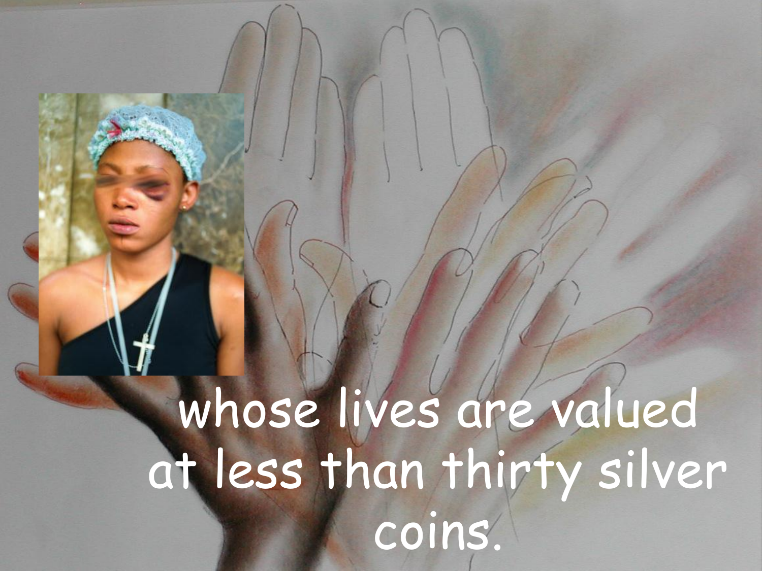whose lives are valued at less than thirty silver coins.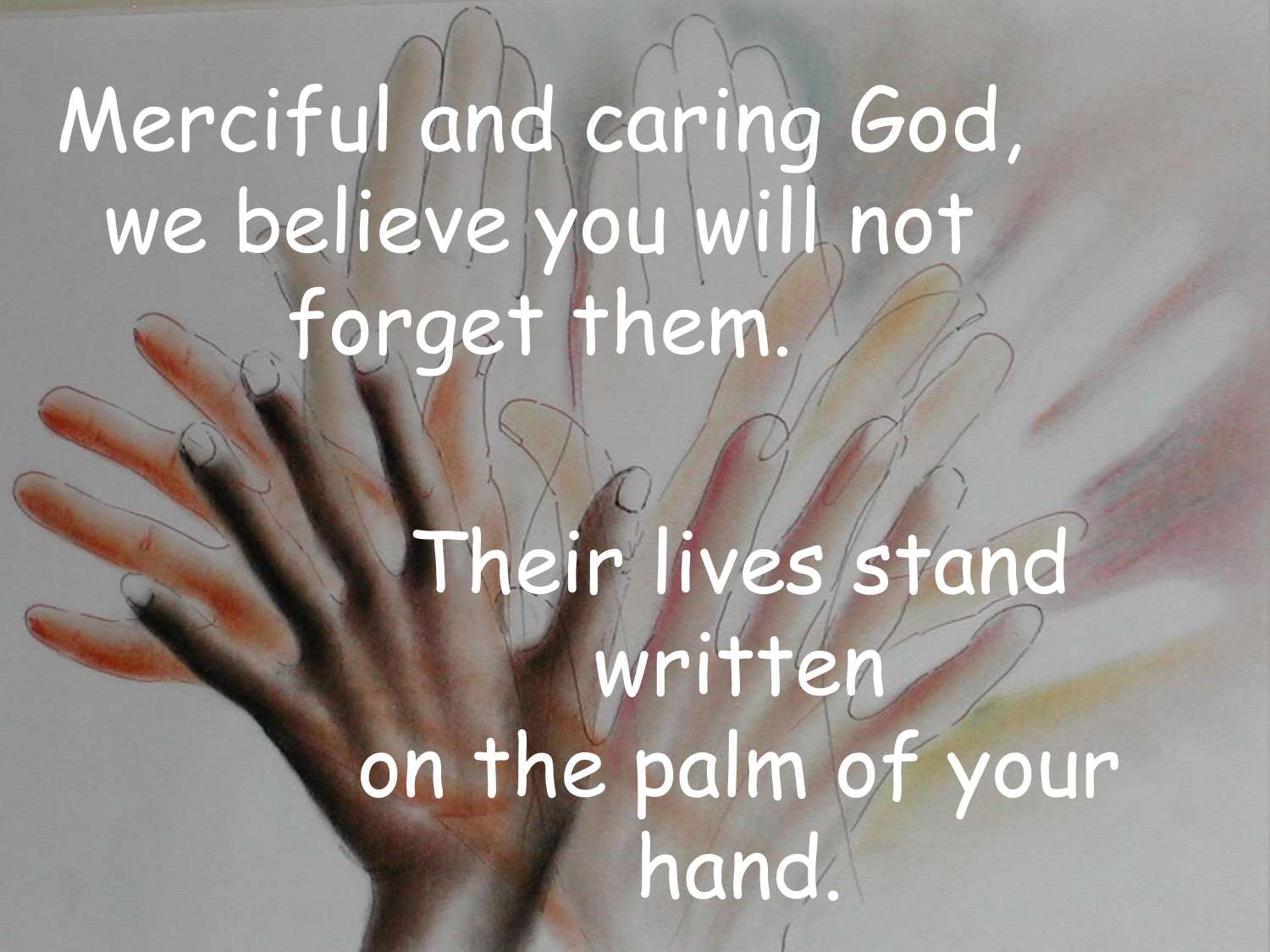Merciful and caring God,
we believe you will not
forget them.

Their lives stand
written
on the palm of your
hand.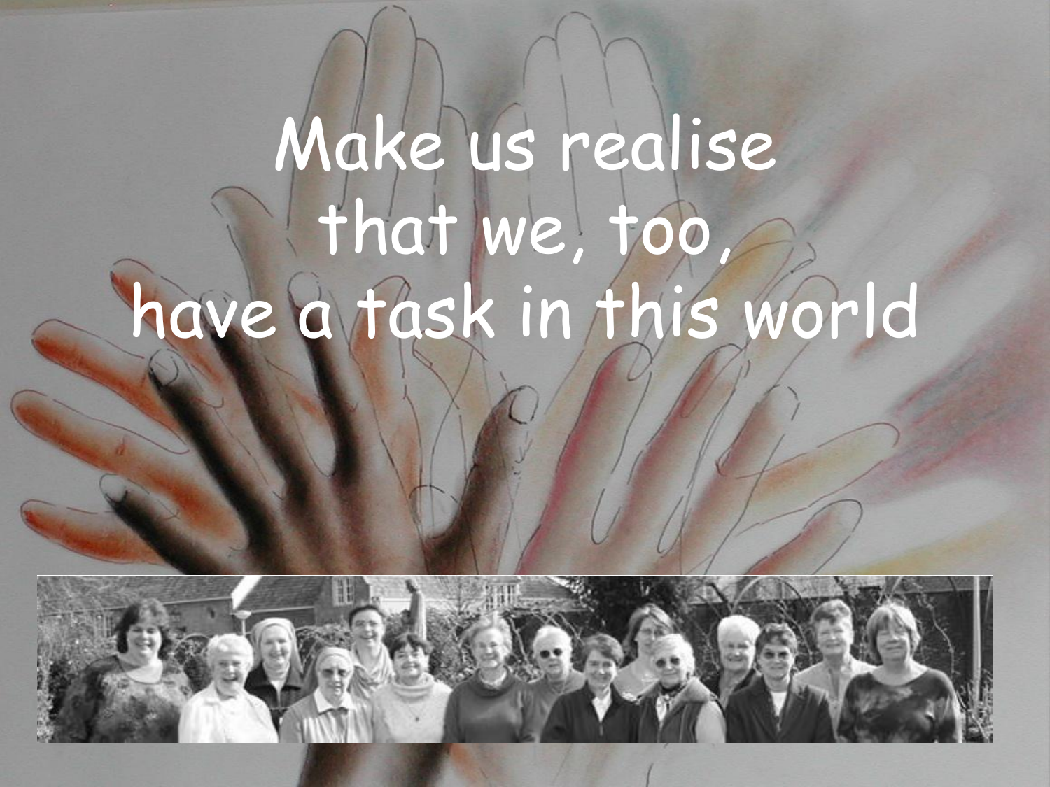Make us realise
that we, too,
have a task in this world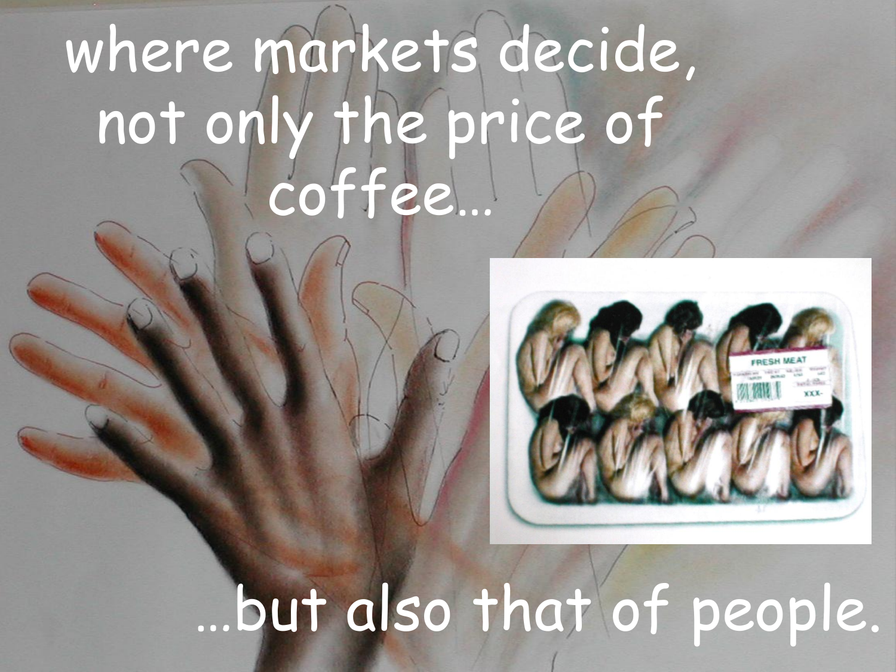where markets decide, not only the price of coffee...

...but also that of people.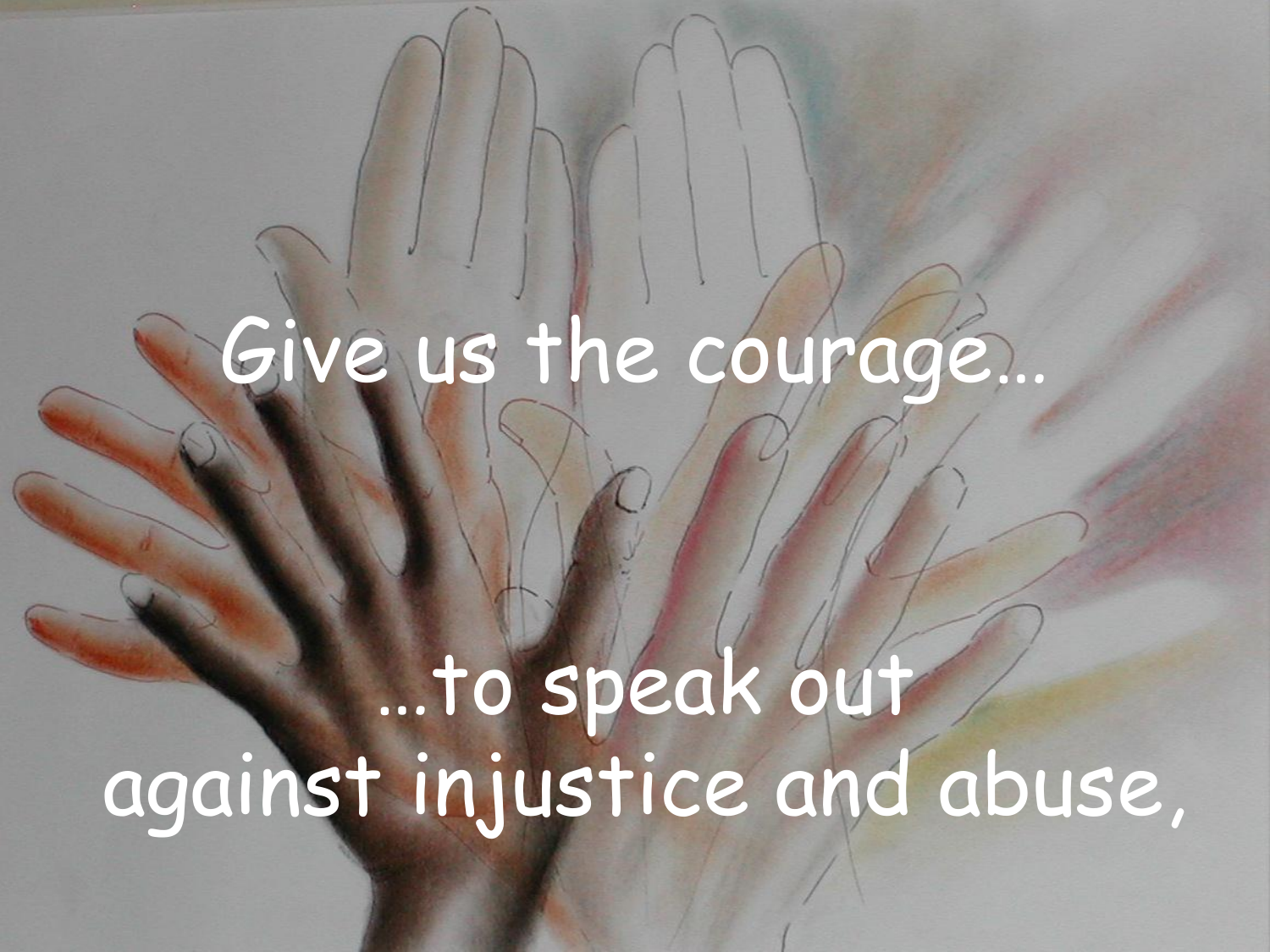Give us the courage…

…to speak out
against injustice and abuse,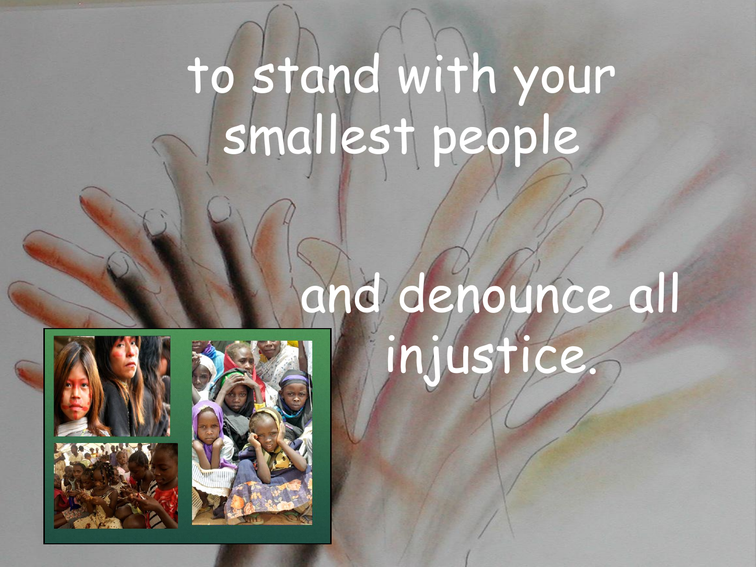to stand with your smallest people

and denounce all injustice.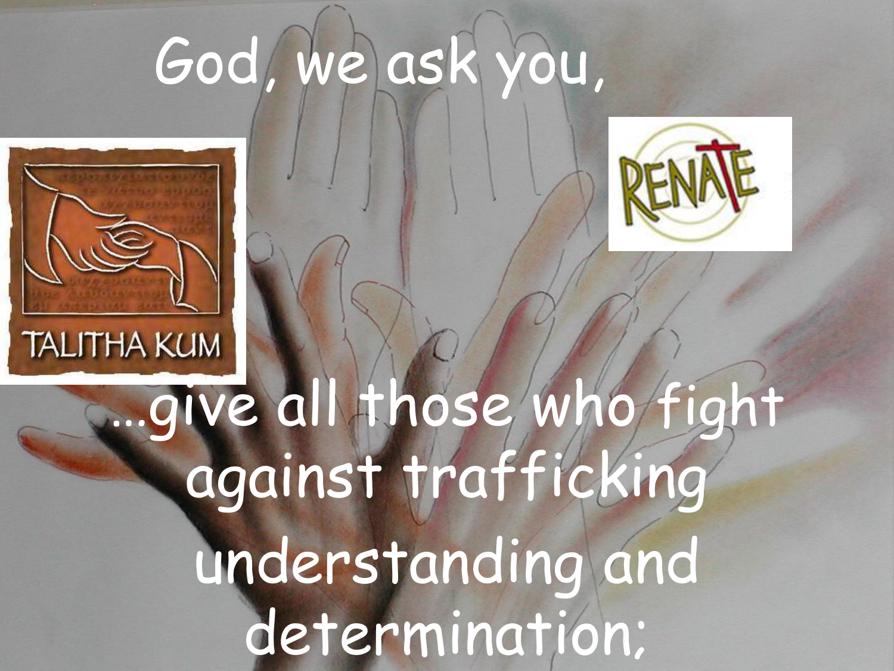God, we ask you,

TALITHA KUM

RENATE

...give all those who fight against trafficking understanding and determination;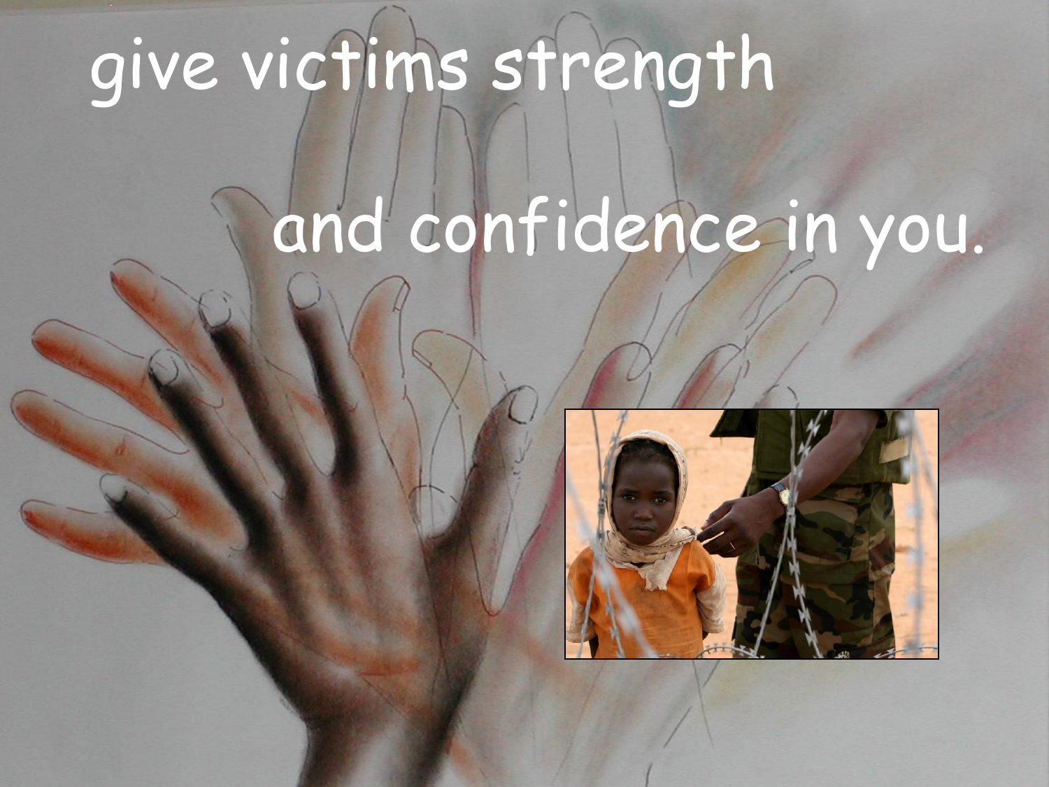give victims strength

and confidence in you.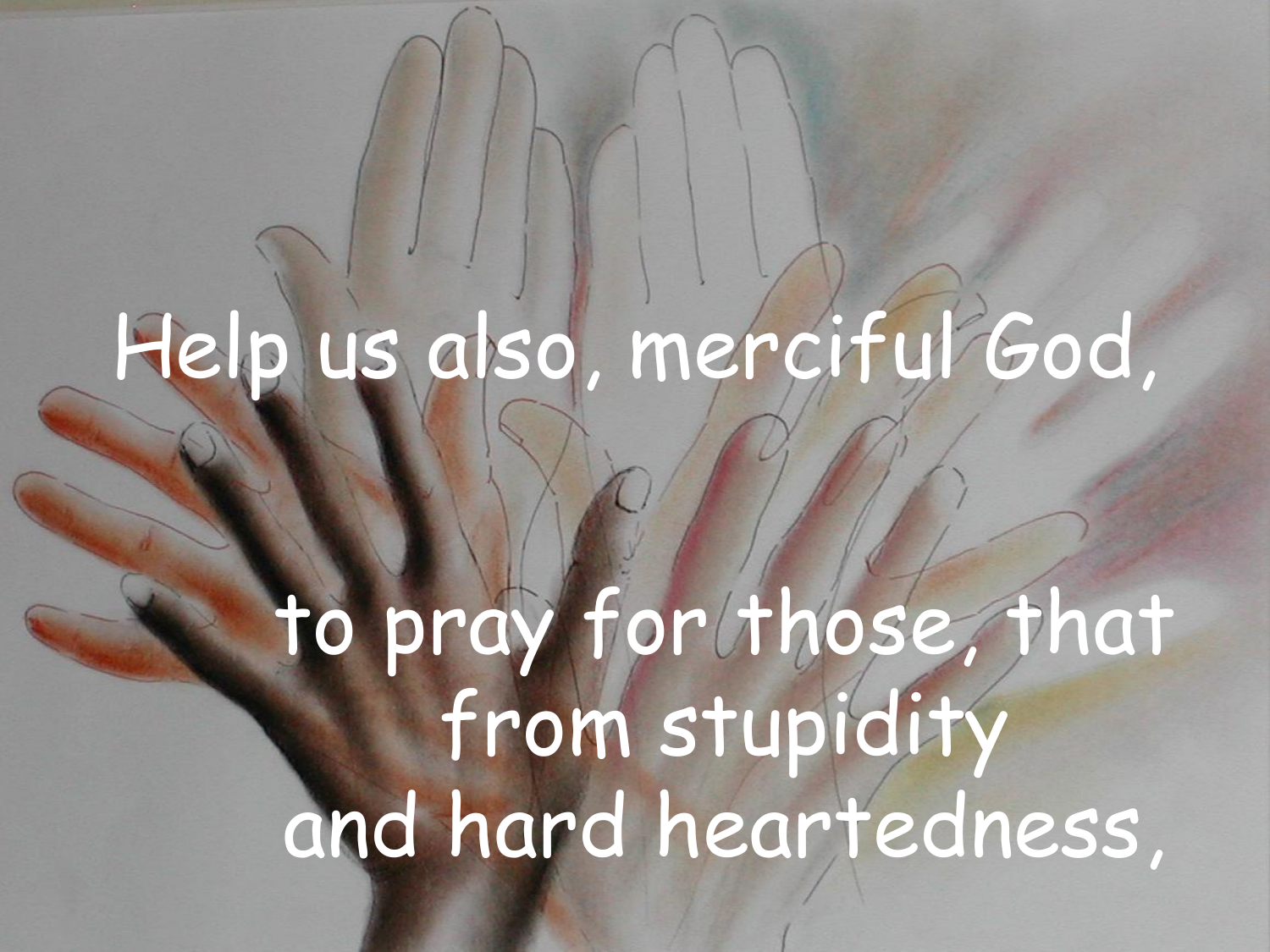Help us also, merciful God,

to pray for those, that from stupidity and hard heartedness,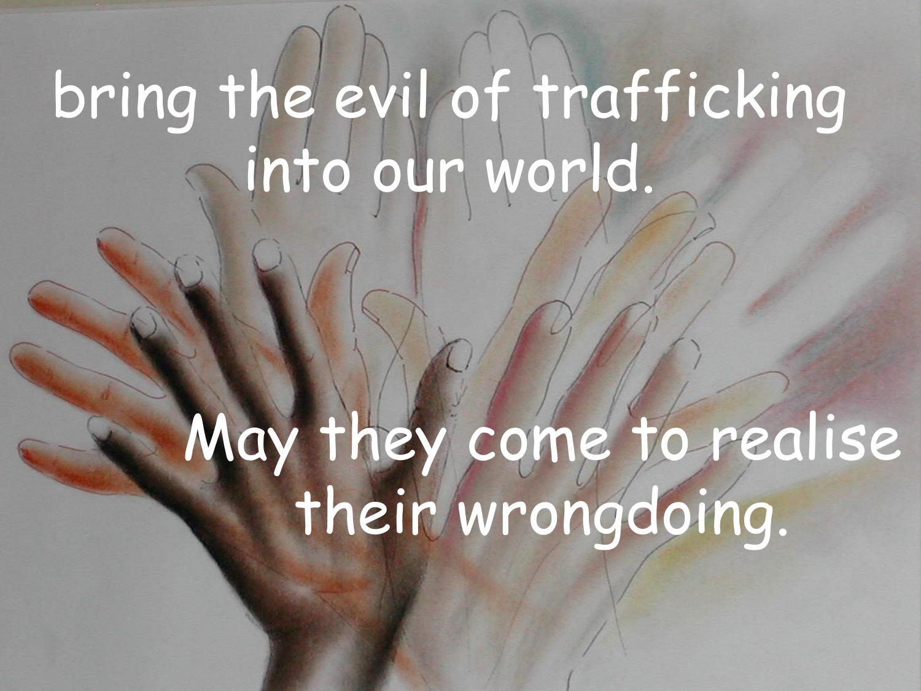bring the evil of trafficking into our world.

May they come to realise their wrongdoing.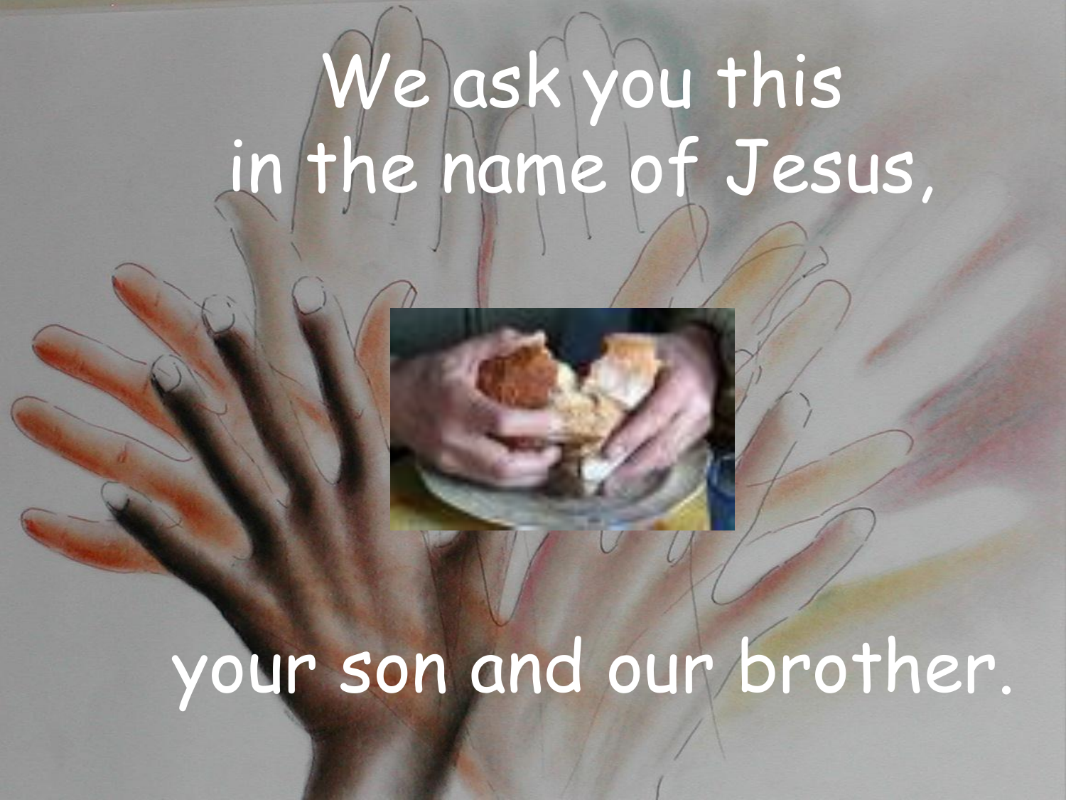We ask you this
in the name of Jesus,

your son and our brother.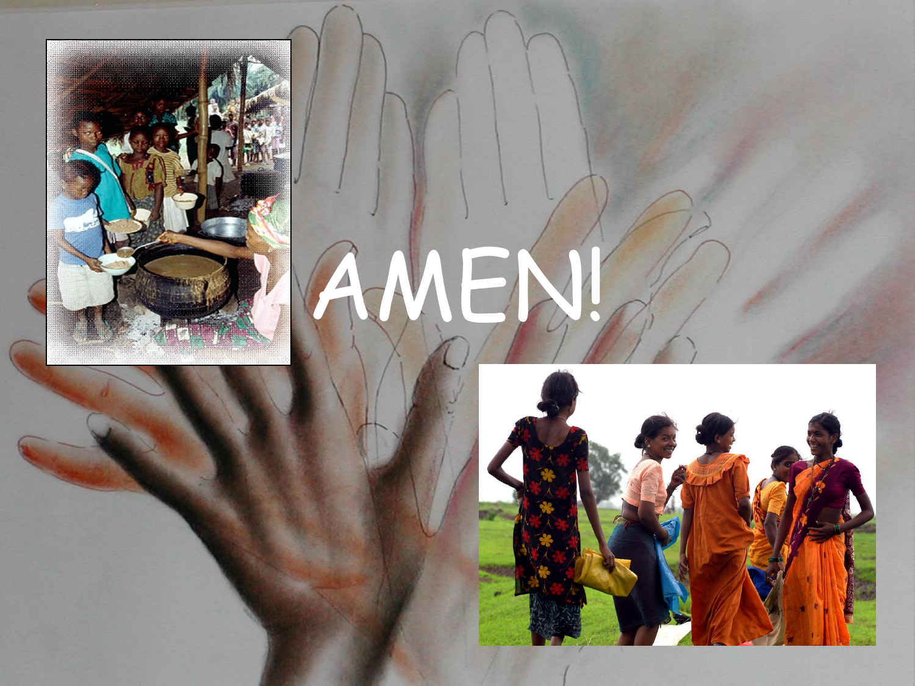# AMEN!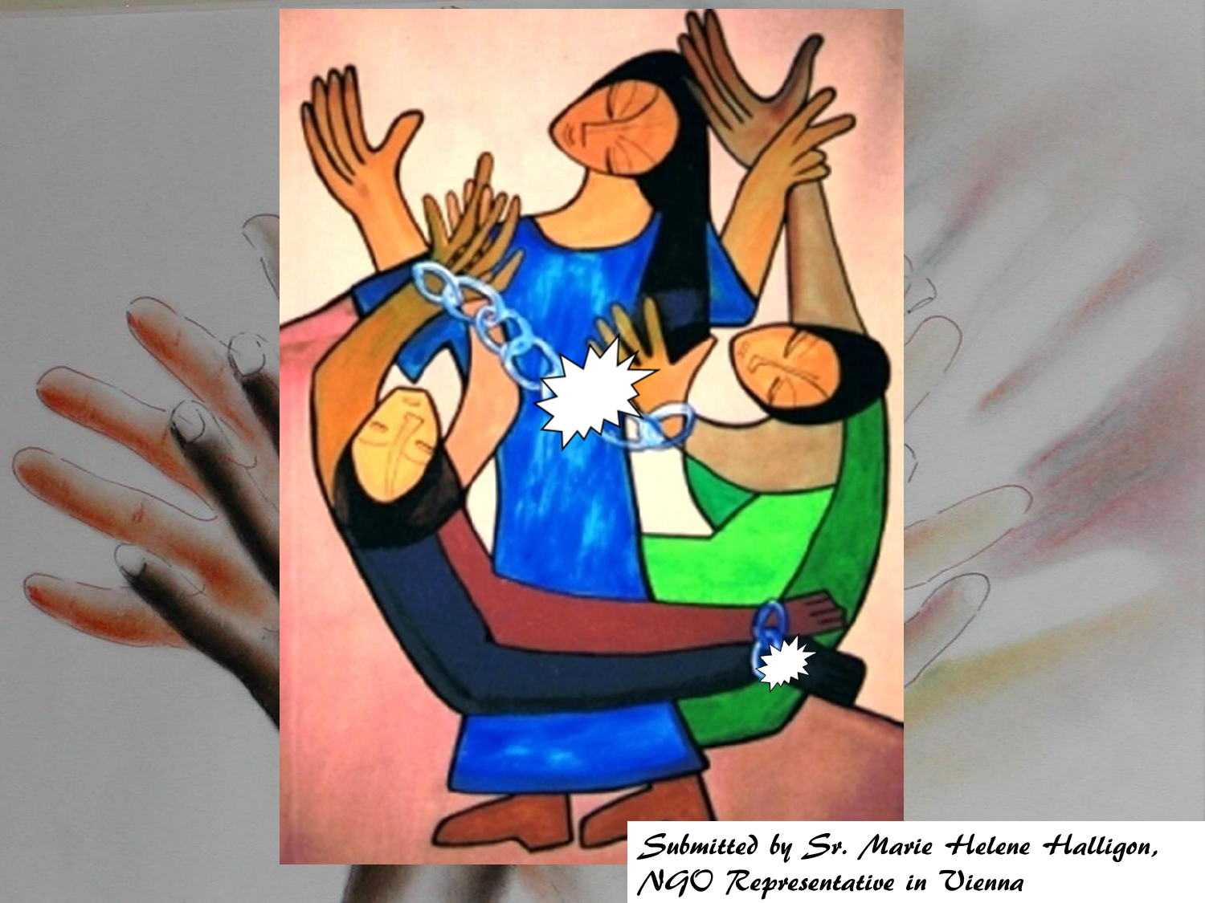*Submitted by Sr. Marie Helene Halligon, NGO Representative in Vienna*